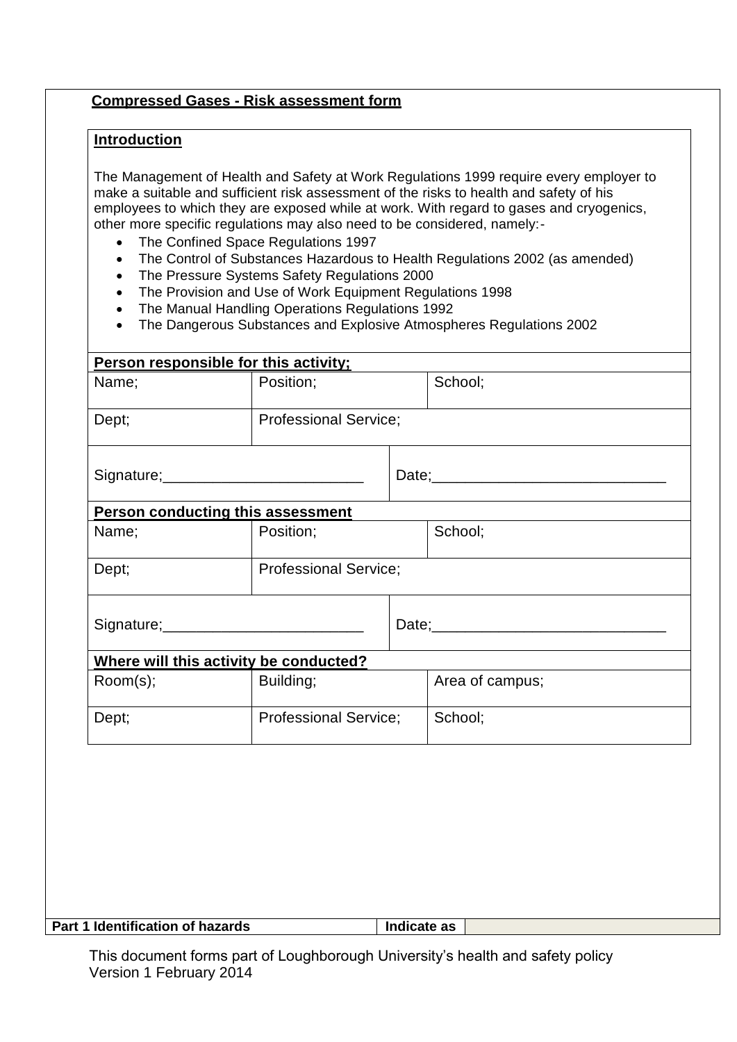## Compressed Gases - Risk assessment form

### Introduction

The Management of Health and Safety at Work Regulations 1999 require every employer to make a suitable and sufficient risk assessment of the risks to health and safety of his employees to which they are exposed while at work. With regard to gases and cryogenics, other more specific regulations may also need to be considered, namely:-

- The Confined Space Regulations 1997
- The Control of Substances Hazardous to Health Regulations 2002 (as amended)
- The Pressure Systems Safety Regulations 2000
- The Provision and Use of Work Equipment Regulations 1998
- The Manual Handling Operations Regulations 1992
- The Dangerous Substances and Explosive Atmospheres Regulations 2002

**Person responsible for this activity;**

| Name; | Position; | School; |
|---|---|---|
| Dept; | Professional Service; | |
| Signature;________________________ | | Date;____________________________ |

**Person conducting this assessment**

| Name; | Position; | School; |
|---|---|---|
| Dept; | Professional Service; | |
| Signature;________________________ | | Date;____________________________ |

**Where will this activity be conducted?**

| Room(s); | Building; | Area of campus; |
|---|---|---|
| Dept; | Professional Service; | School; |

| Part 1 Identification of hazards | Indicate as | |
|---|---|---|

This document forms part of Loughborough University's health and safety policy
Version 1 February 2014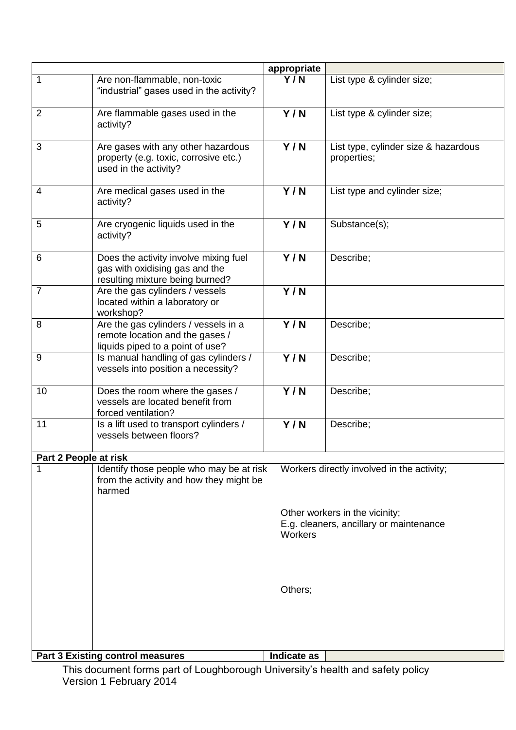| | | appropriate | |
|---|---|---|---|
| 1 | Are non-flammable, non-toxic "industrial" gases used in the activity? | **Y / N** | List type & cylinder size; |
| 2 | Are flammable gases used in the activity? | **Y / N** | List type & cylinder size; |
| 3 | Are gases with any other hazardous property (e.g. toxic, corrosive etc.) used in the activity? | **Y / N** | List type, cylinder size & hazardous properties; |
| 4 | Are medical gases used in the activity? | **Y / N** | List type and cylinder size; |
| 5 | Are cryogenic liquids used in the activity? | **Y / N** | Substance(s); |
| 6 | Does the activity involve mixing fuel gas with oxidising gas and the resulting mixture being burned? | **Y / N** | Describe; |
| 7 | Are the gas cylinders / vessels located within a laboratory or workshop? | **Y / N** | |
| 8 | Are the gas cylinders / vessels in a remote location and the gases / liquids piped to a point of use? | **Y / N** | Describe; |
| 9 | Is manual handling of gas cylinders / vessels into position a necessity? | **Y / N** | Describe; |
| 10 | Does the room where the gases / vessels are located benefit from forced ventilation? | **Y / N** | Describe; |
| 11 | Is a lift used to transport cylinders / vessels between floors? | **Y / N** | Describe; |
| **Part 2 People at risk** | | | |
| 1 | Identify those people who may be at risk from the activity and how they might be harmed | Workers directly involved in the activity;<br><br>Other workers in the vicinity;<br>E.g. cleaners, ancillary or maintenance Workers<br><br>Others; | |
| **Part 3 Existing control measures** | | **Indicate as** | |

This document forms part of Loughborough University's health and safety policy
Version 1 February 2014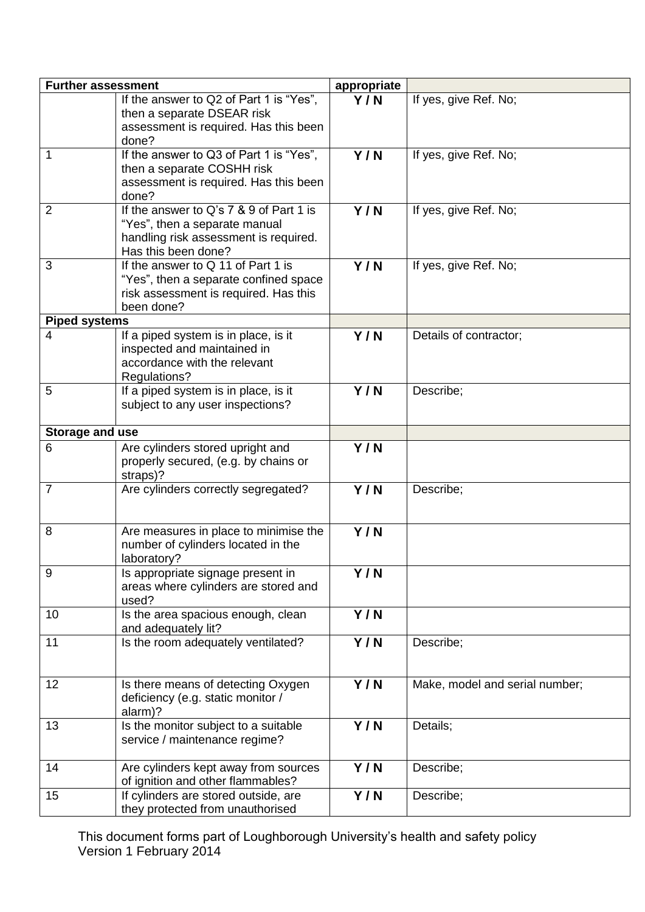| Further assessment | | appropriate | |
|---|---|---|---|
| | If the answer to Q2 of Part 1 is "Yes", then a separate DSEAR risk assessment is required. Has this been done? | **Y / N** | If yes, give Ref. No; |
| 1 | If the answer to Q3 of Part 1 is "Yes", then a separate COSHH risk assessment is required. Has this been done? | **Y / N** | If yes, give Ref. No; |
| 2 | If the answer to Q's 7 & 9 of Part 1 is "Yes", then a separate manual handling risk assessment is required. Has this been done? | **Y / N** | If yes, give Ref. No; |
| 3 | If the answer to Q 11 of Part 1 is "Yes", then a separate confined space risk assessment is required. Has this been done? | **Y / N** | If yes, give Ref. No; |
| **Piped systems** | | | |
| 4 | If a piped system is in place, is it inspected and maintained in accordance with the relevant Regulations? | **Y / N** | Details of contractor; |
| 5 | If a piped system is in place, is it subject to any user inspections? | **Y / N** | Describe; |
| **Storage and use** | | | |
| 6 | Are cylinders stored upright and properly secured, (e.g. by chains or straps)? | **Y / N** | |
| 7 | Are cylinders correctly segregated? | **Y / N** | Describe; |
| 8 | Are measures in place to minimise the number of cylinders located in the laboratory? | **Y / N** | |
| 9 | Is appropriate signage present in areas where cylinders are stored and used? | **Y / N** | |
| 10 | Is the area spacious enough, clean and adequately lit? | **Y / N** | |
| 11 | Is the room adequately ventilated? | **Y / N** | Describe; |
| 12 | Is there means of detecting Oxygen deficiency (e.g. static monitor / alarm)? | **Y / N** | Make, model and serial number; |
| 13 | Is the monitor subject to a suitable service / maintenance regime? | **Y / N** | Details; |
| 14 | Are cylinders kept away from sources of ignition and other flammables? | **Y / N** | Describe; |
| 15 | If cylinders are stored outside, are they protected from unauthorised | **Y / N** | Describe; |

This document forms part of Loughborough University's health and safety policy
Version 1 February 2014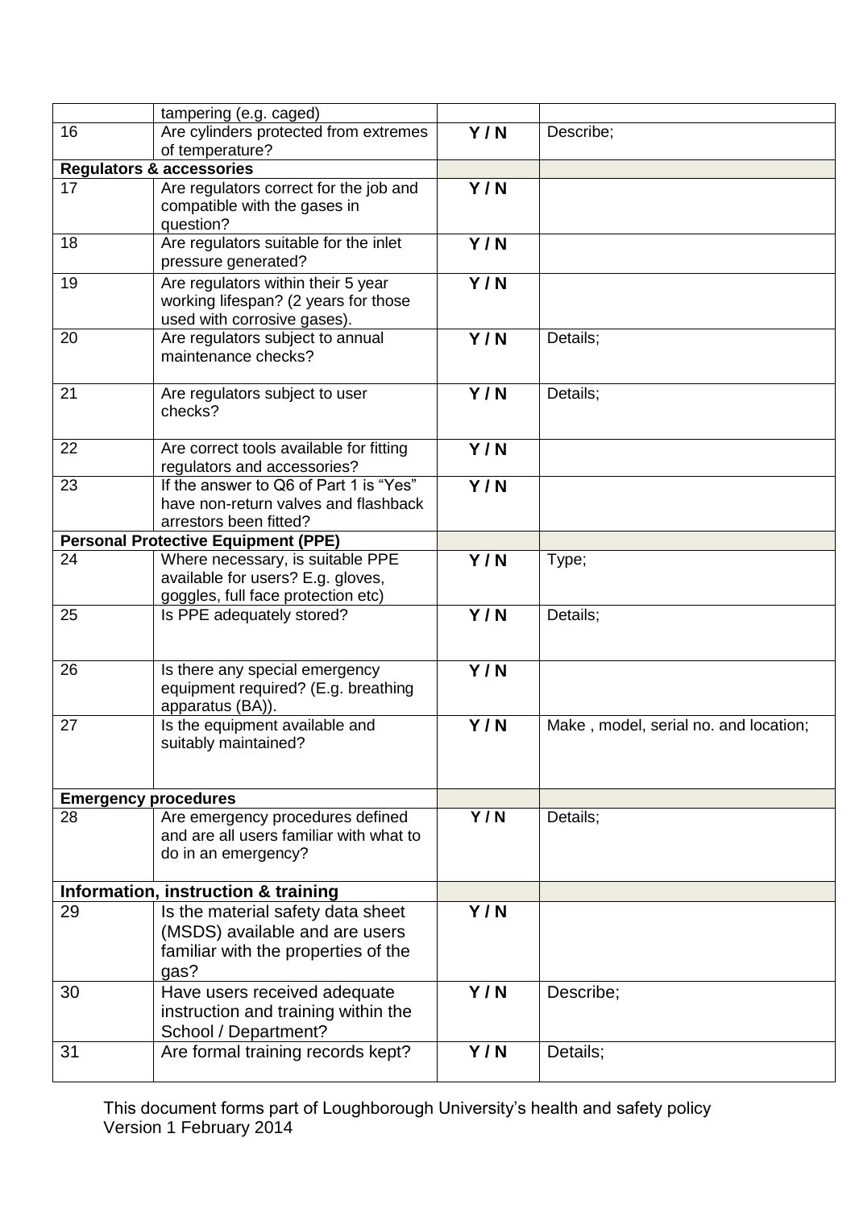| | | | |
|---|---|---|---|
| | tampering (e.g. caged) | | |
| 16 | Are cylinders protected from extremes of temperature? | **Y / N** | Describe; |
| **Regulators & accessories** | | | |
| 17 | Are regulators correct for the job and compatible with the gases in question? | **Y / N** | |
| 18 | Are regulators suitable for the inlet pressure generated? | **Y / N** | |
| 19 | Are regulators within their 5 year working lifespan? (2 years for those used with corrosive gases). | **Y / N** | |
| 20 | Are regulators subject to annual maintenance checks? | **Y / N** | Details; |
| 21 | Are regulators subject to user checks? | **Y / N** | Details; |
| 22 | Are correct tools available for fitting regulators and accessories? | **Y / N** | |
| 23 | If the answer to Q6 of Part 1 is "Yes" have non-return valves and flashback arrestors been fitted? | **Y / N** | |
| **Personal Protective Equipment (PPE)** | | | |
| 24 | Where necessary, is suitable PPE available for users? E.g. gloves, goggles, full face protection etc) | **Y / N** | Type; |
| 25 | Is PPE adequately stored? | **Y / N** | Details; |
| 26 | Is there any special emergency equipment required? (E.g. breathing apparatus (BA)). | **Y / N** | |
| 27 | Is the equipment available and suitably maintained? | **Y / N** | Make , model, serial no. and location; |
| **Emergency procedures** | | | |
| 28 | Are emergency procedures defined and are all users familiar with what to do in an emergency? | **Y / N** | Details; |
| **Information, instruction & training** | | | |
| 29 | Is the material safety data sheet (MSDS) available and are users familiar with the properties of the gas? | **Y / N** | |
| 30 | Have users received adequate instruction and training within the School / Department? | **Y / N** | Describe; |
| 31 | Are formal training records kept? | **Y / N** | Details; |

This document forms part of Loughborough University's health and safety policy
Version 1 February 2014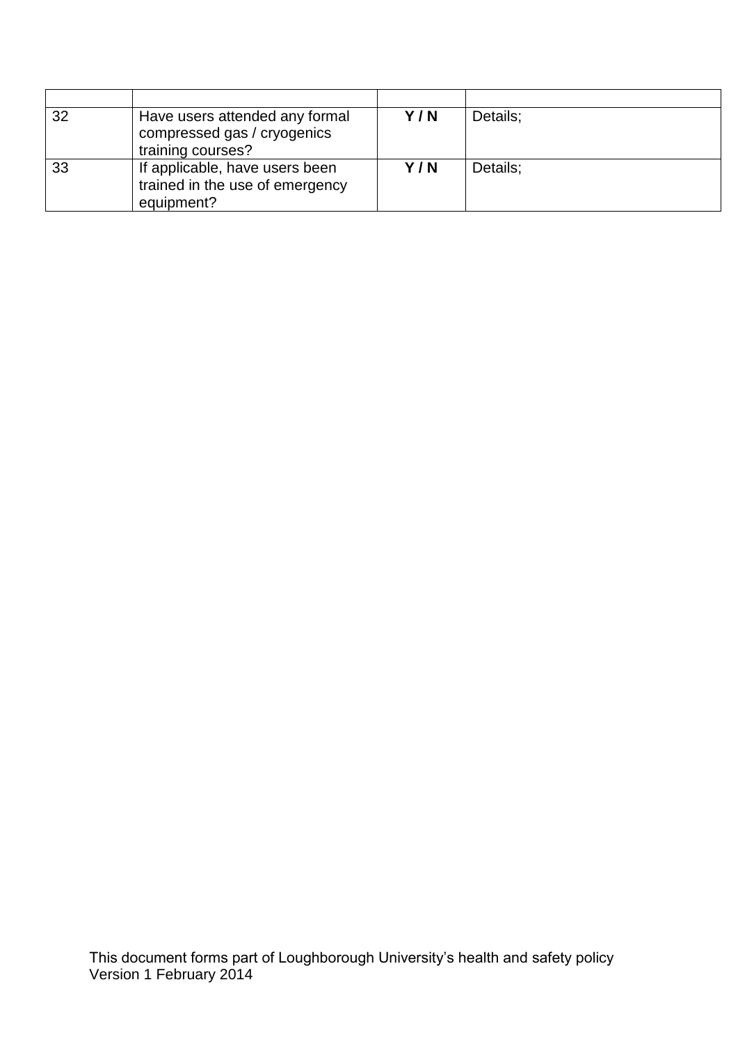| | | | |
|---|---|---|---|
| 32 | Have users attended any formal compressed gas / cryogenics training courses? | **Y / N** | Details; |
| 33 | If applicable, have users been trained in the use of emergency equipment? | **Y / N** | Details; |

This document forms part of Loughborough University's health and safety policy
Version 1 February 2014